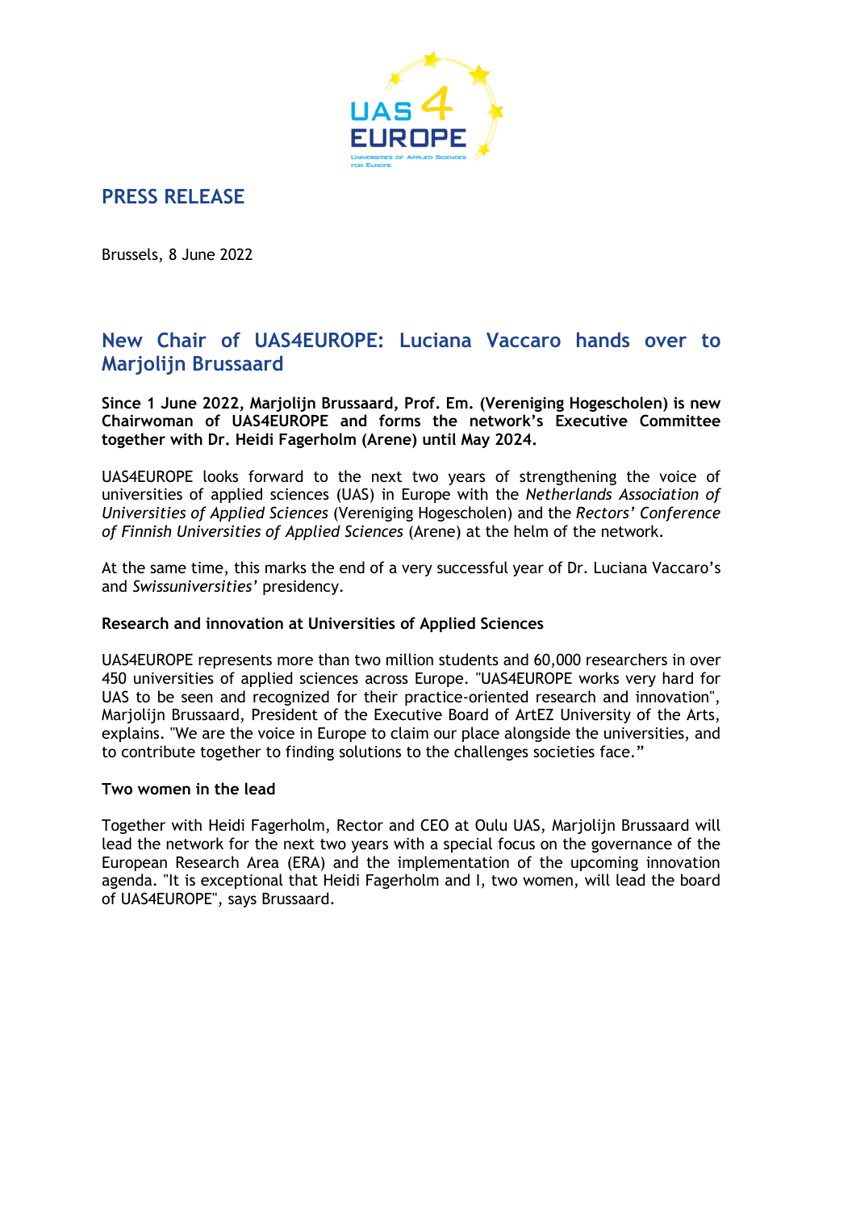## PRESS RELEASE

Brussels, 8 June 2022

# New Chair of UAS4EUROPE: Luciana Vaccaro hands over to Marjolijn Brussaard

**Since 1 June 2022, Marjolijn Brussaard, Prof. Em. (Vereniging Hogescholen) is new Chairwoman of UAS4EUROPE and forms the network's Executive Committee together with Dr. Heidi Fagerholm (Arene) until May 2024.**

UAS4EUROPE looks forward to the next two years of strengthening the voice of universities of applied sciences (UAS) in Europe with the *Netherlands Association of Universities of Applied Sciences* (Vereniging Hogescholen) and the *Rectors' Conference of Finnish Universities of Applied Sciences* (Arene) at the helm of the network.

At the same time, this marks the end of a very successful year of Dr. Luciana Vaccaro's and *Swissuniversities'* presidency.

**Research and innovation at Universities of Applied Sciences**

UAS4EUROPE represents more than two million students and 60,000 researchers in over 450 universities of applied sciences across Europe. "UAS4EUROPE works very hard for UAS to be seen and recognized for their practice-oriented research and innovation", Marjolijn Brussaard, President of the Executive Board of ArtEZ University of the Arts, explains. "We are the voice in Europe to claim our place alongside the universities, and to contribute together to finding solutions to the challenges societies face."

**Two women in the lead**

Together with Heidi Fagerholm, Rector and CEO at Oulu UAS, Marjolijn Brussaard will lead the network for the next two years with a special focus on the governance of the European Research Area (ERA) and the implementation of the upcoming innovation agenda. "It is exceptional that Heidi Fagerholm and I, two women, will lead the board of UAS4EUROPE", says Brussaard.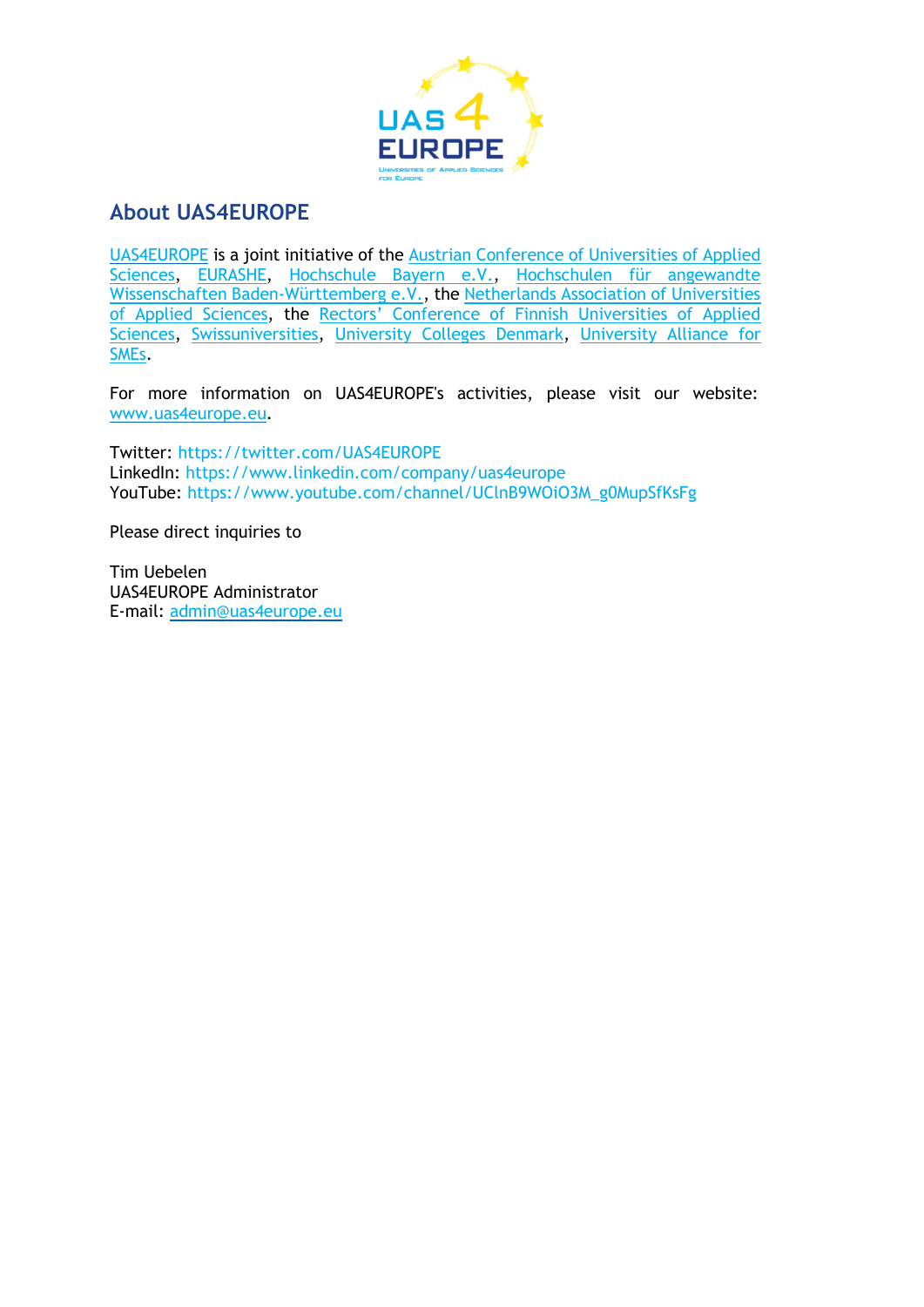## About UAS4EUROPE

UAS4EUROPE is a joint initiative of the Austrian Conference of Universities of Applied Sciences, EURASHE, Hochschule Bayern e.V., Hochschulen für angewandte Wissenschaften Baden-Württemberg e.V., the Netherlands Association of Universities of Applied Sciences, the Rectors' Conference of Finnish Universities of Applied Sciences, Swissuniversities, University Colleges Denmark, University Alliance for SMEs.

For more information on UAS4EUROPE's activities, please visit our website: www.uas4europe.eu.

Twitter: https://twitter.com/UAS4EUROPE
LinkedIn: https://www.linkedin.com/company/uas4europe
YouTube: https://www.youtube.com/channel/UClnB9WOiO3M_g0MupSfKsFg

Please direct inquiries to

Tim Uebelen
UAS4EUROPE Administrator
E-mail: admin@uas4europe.eu